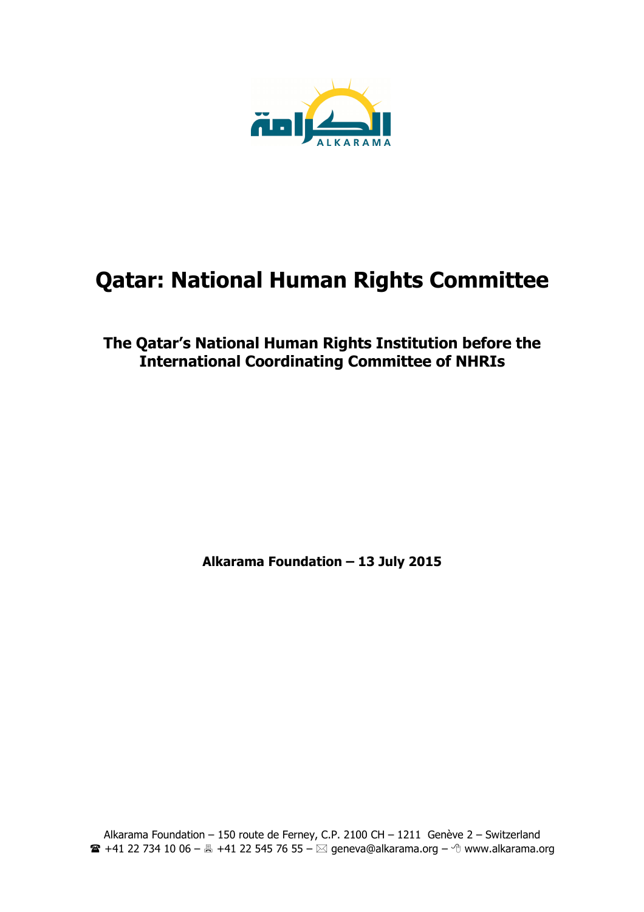# Qatar: National Human Rights Committee

## The Qatar's National Human Rights Institution before the International Coordinating Committee of NHRIs

**Alkarama Foundation – 13 July 2015**

Alkarama Foundation – 150 route de Ferney, C.P. 2100 CH – 1211 Genève 2 – Switzerland
☎ +41 22 734 10 06 – 🖷 +41 22 545 76 55 – ✉ geneva@alkarama.org – www.alkarama.org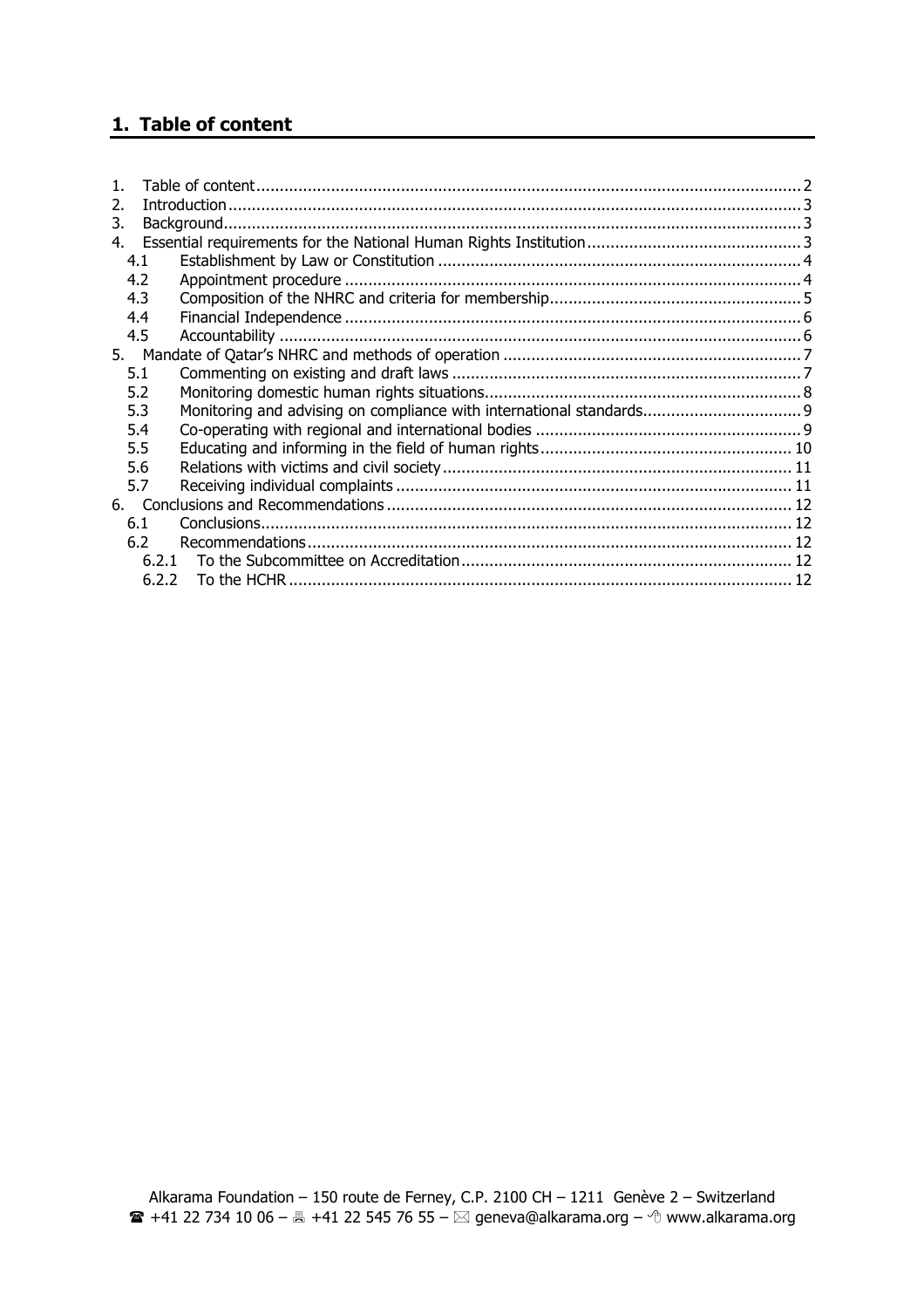## 1. Table of content

1. Table of content .......... 2
2. Introduction .......... 3
3. Background .......... 3
4. Essential requirements for the National Human Rights Institution .......... 3
   - 4.1 Establishment by Law or Constitution .......... 4
   - 4.2 Appointment procedure .......... 4
   - 4.3 Composition of the NHRC and criteria for membership .......... 5
   - 4.4 Financial Independence .......... 6
   - 4.5 Accountability .......... 6
5. Mandate of Qatar's NHRC and methods of operation .......... 7
   - 5.1 Commenting on existing and draft laws .......... 7
   - 5.2 Monitoring domestic human rights situations .......... 8
   - 5.3 Monitoring and advising on compliance with international standards .......... 9
   - 5.4 Co-operating with regional and international bodies .......... 9
   - 5.5 Educating and informing in the field of human rights .......... 10
   - 5.6 Relations with victims and civil society .......... 11
   - 5.7 Receiving individual complaints .......... 11
6. Conclusions and Recommendations .......... 12
   - 6.1 Conclusions .......... 12
   - 6.2 Recommendations .......... 12
     - 6.2.1 To the Subcommittee on Accreditation .......... 12
     - 6.2.2 To the HCHR .......... 12

Alkarama Foundation – 150 route de Ferney, C.P. 2100 CH – 1211 Genève 2 – Switzerland
☎ +41 22 734 10 06 – 🖷 +41 22 545 76 55 – ✉ geneva@alkarama.org – www.alkarama.org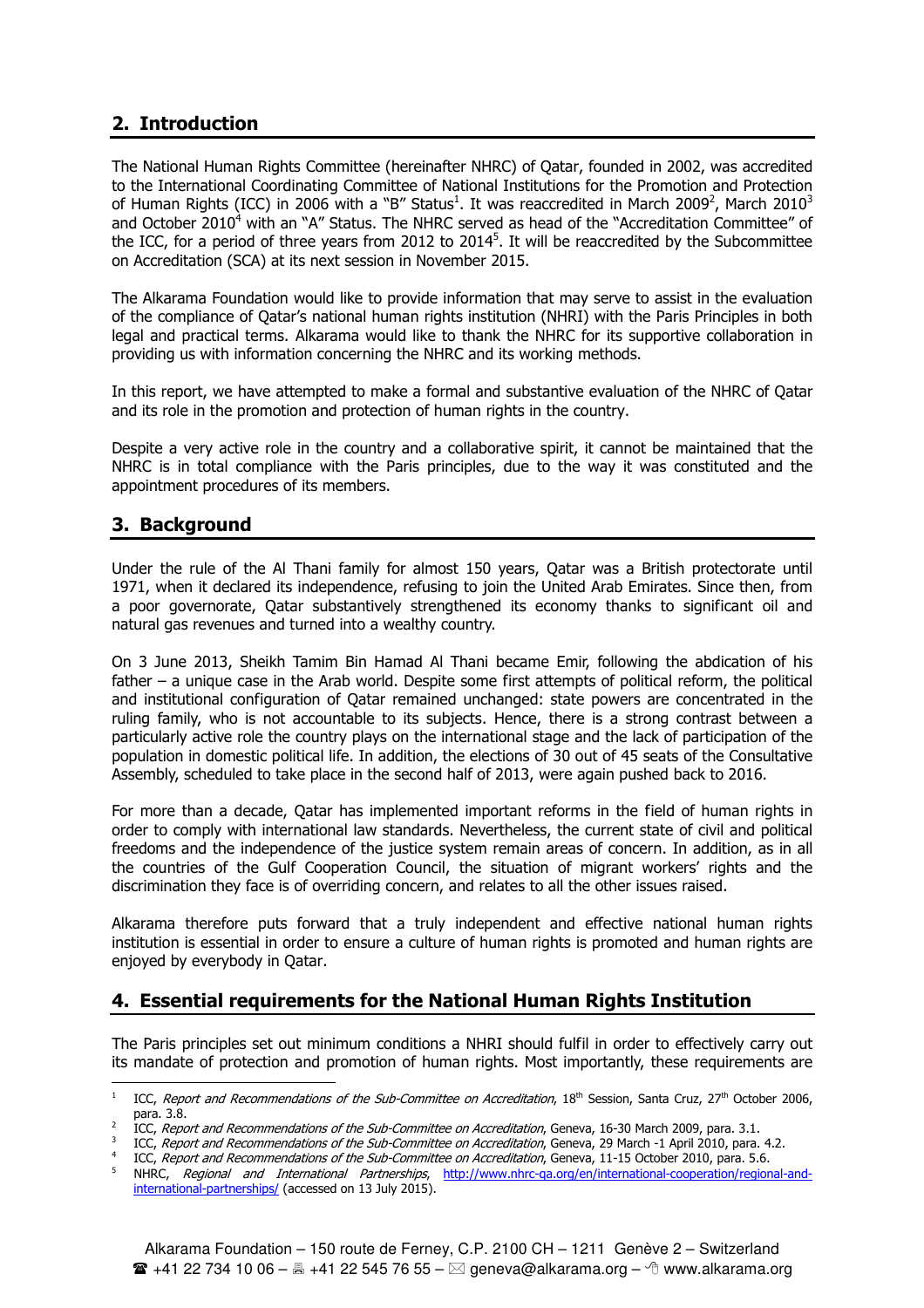## 2. Introduction

The National Human Rights Committee (hereinafter NHRC) of Qatar, founded in 2002, was accredited to the International Coordinating Committee of National Institutions for the Promotion and Protection of Human Rights (ICC) in 2006 with a "B" Status[1]. It was reaccredited in March 2009[2], March 2010[3] and October 2010[4] with an "A" Status. The NHRC served as head of the "Accreditation Committee" of the ICC, for a period of three years from 2012 to 2014[5]. It will be reaccredited by the Subcommittee on Accreditation (SCA) at its next session in November 2015.

The Alkarama Foundation would like to provide information that may serve to assist in the evaluation of the compliance of Qatar's national human rights institution (NHRI) with the Paris Principles in both legal and practical terms. Alkarama would like to thank the NHRC for its supportive collaboration in providing us with information concerning the NHRC and its working methods.

In this report, we have attempted to make a formal and substantive evaluation of the NHRC of Qatar and its role in the promotion and protection of human rights in the country.

Despite a very active role in the country and a collaborative spirit, it cannot be maintained that the NHRC is in total compliance with the Paris principles, due to the way it was constituted and the appointment procedures of its members.

## 3. Background

Under the rule of the Al Thani family for almost 150 years, Qatar was a British protectorate until 1971, when it declared its independence, refusing to join the United Arab Emirates. Since then, from a poor governorate, Qatar substantively strengthened its economy thanks to significant oil and natural gas revenues and turned into a wealthy country.

On 3 June 2013, Sheikh Tamim Bin Hamad Al Thani became Emir, following the abdication of his father – a unique case in the Arab world. Despite some first attempts of political reform, the political and institutional configuration of Qatar remained unchanged: state powers are concentrated in the ruling family, who is not accountable to its subjects. Hence, there is a strong contrast between a particularly active role the country plays on the international stage and the lack of participation of the population in domestic political life. In addition, the elections of 30 out of 45 seats of the Consultative Assembly, scheduled to take place in the second half of 2013, were again pushed back to 2016.

For more than a decade, Qatar has implemented important reforms in the field of human rights in order to comply with international law standards. Nevertheless, the current state of civil and political freedoms and the independence of the justice system remain areas of concern. In addition, as in all the countries of the Gulf Cooperation Council, the situation of migrant workers' rights and the discrimination they face is of overriding concern, and relates to all the other issues raised.

Alkarama therefore puts forward that a truly independent and effective national human rights institution is essential in order to ensure a culture of human rights is promoted and human rights are enjoyed by everybody in Qatar.

## 4. Essential requirements for the National Human Rights Institution

The Paris principles set out minimum conditions a NHRI should fulfil in order to effectively carry out its mandate of protection and promotion of human rights. Most importantly, these requirements are

---

[1] ICC, *Report and Recommendations of the Sub-Committee on Accreditation*, 18th Session, Santa Cruz, 27th October 2006, para. 3.8.

[2] ICC, *Report and Recommendations of the Sub-Committee on Accreditation*, Geneva, 16-30 March 2009, para. 3.1.

[3] ICC, *Report and Recommendations of the Sub-Committee on Accreditation*, Geneva, 29 March -1 April 2010, para. 4.2.

[4] ICC, *Report and Recommendations of the Sub-Committee on Accreditation*, Geneva, 11-15 October 2010, para. 5.6.

[5] NHRC, *Regional and International Partnerships*, http://www.nhrc-qa.org/en/international-cooperation/regional-and-international-partnerships/ (accessed on 13 July 2015).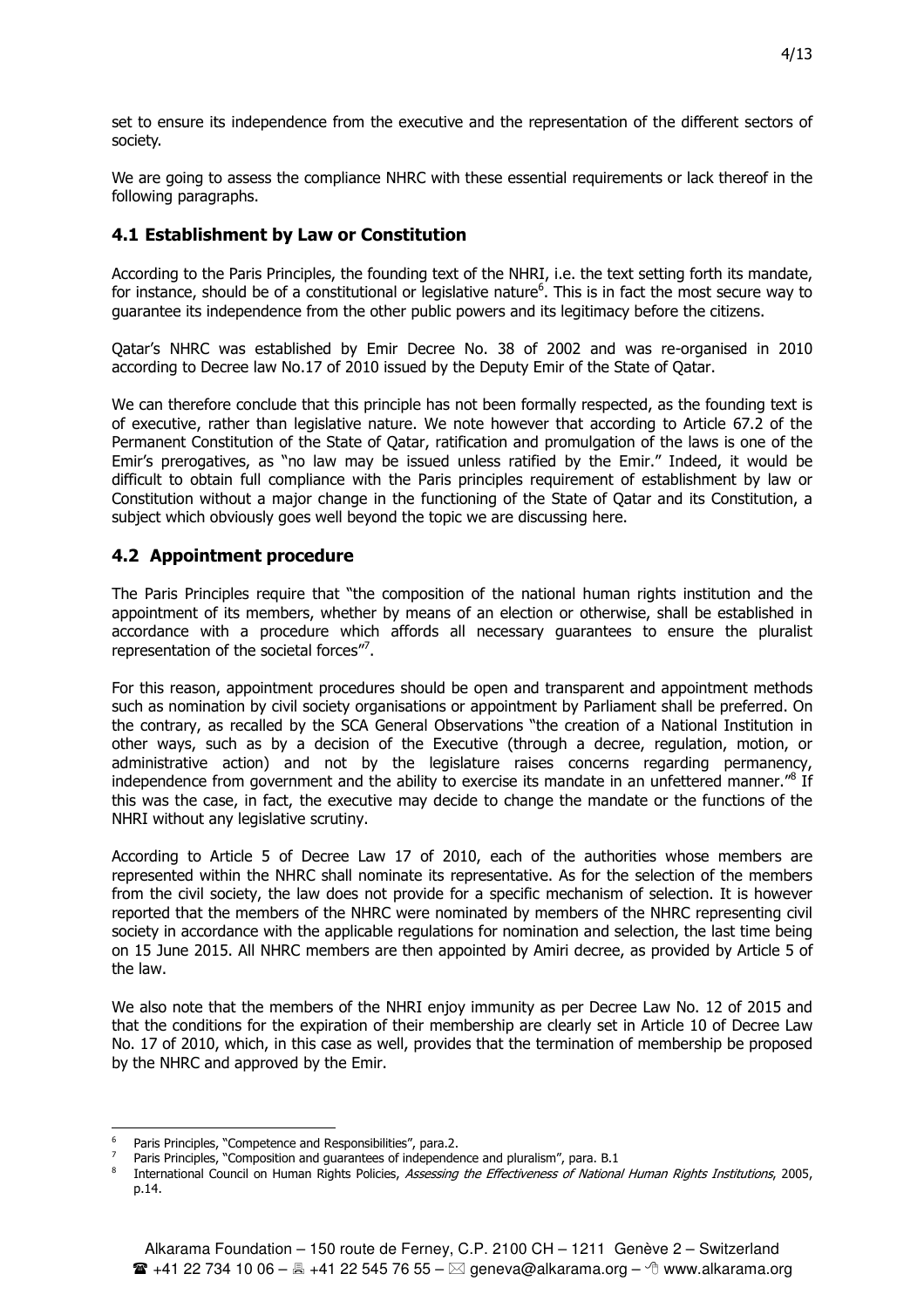set to ensure its independence from the executive and the representation of the different sectors of society.

We are going to assess the compliance NHRC with these essential requirements or lack thereof in the following paragraphs.

## 4.1 Establishment by Law or Constitution

According to the Paris Principles, the founding text of the NHRI, i.e. the text setting forth its mandate, for instance, should be of a constitutional or legislative nature[6]. This is in fact the most secure way to guarantee its independence from the other public powers and its legitimacy before the citizens.

Qatar's NHRC was established by Emir Decree No. 38 of 2002 and was re-organised in 2010 according to Decree law No.17 of 2010 issued by the Deputy Emir of the State of Qatar.

We can therefore conclude that this principle has not been formally respected, as the founding text is of executive, rather than legislative nature. We note however that according to Article 67.2 of the Permanent Constitution of the State of Qatar, ratification and promulgation of the laws is one of the Emir's prerogatives, as "no law may be issued unless ratified by the Emir." Indeed, it would be difficult to obtain full compliance with the Paris principles requirement of establishment by law or Constitution without a major change in the functioning of the State of Qatar and its Constitution, a subject which obviously goes well beyond the topic we are discussing here.

## 4.2 Appointment procedure

The Paris Principles require that "the composition of the national human rights institution and the appointment of its members, whether by means of an election or otherwise, shall be established in accordance with a procedure which affords all necessary guarantees to ensure the pluralist representation of the societal forces"[7].

For this reason, appointment procedures should be open and transparent and appointment methods such as nomination by civil society organisations or appointment by Parliament shall be preferred. On the contrary, as recalled by the SCA General Observations "the creation of a National Institution in other ways, such as by a decision of the Executive (through a decree, regulation, motion, or administrative action) and not by the legislature raises concerns regarding permanency, independence from government and the ability to exercise its mandate in an unfettered manner."[8] If this was the case, in fact, the executive may decide to change the mandate or the functions of the NHRI without any legislative scrutiny.

According to Article 5 of Decree Law 17 of 2010, each of the authorities whose members are represented within the NHRC shall nominate its representative. As for the selection of the members from the civil society, the law does not provide for a specific mechanism of selection. It is however reported that the members of the NHRC were nominated by members of the NHRC representing civil society in accordance with the applicable regulations for nomination and selection, the last time being on 15 June 2015. All NHRC members are then appointed by Amiri decree, as provided by Article 5 of the law.

We also note that the members of the NHRI enjoy immunity as per Decree Law No. 12 of 2015 and that the conditions for the expiration of their membership are clearly set in Article 10 of Decree Law No. 17 of 2010, which, in this case as well, provides that the termination of membership be proposed by the NHRC and approved by the Emir.

---

[6] Paris Principles, "Competence and Responsibilities", para.2.

[7] Paris Principles, "Composition and guarantees of independence and pluralism", para. B.1

[8] International Council on Human Rights Policies, *Assessing the Effectiveness of National Human Rights Institutions*, 2005, p.14.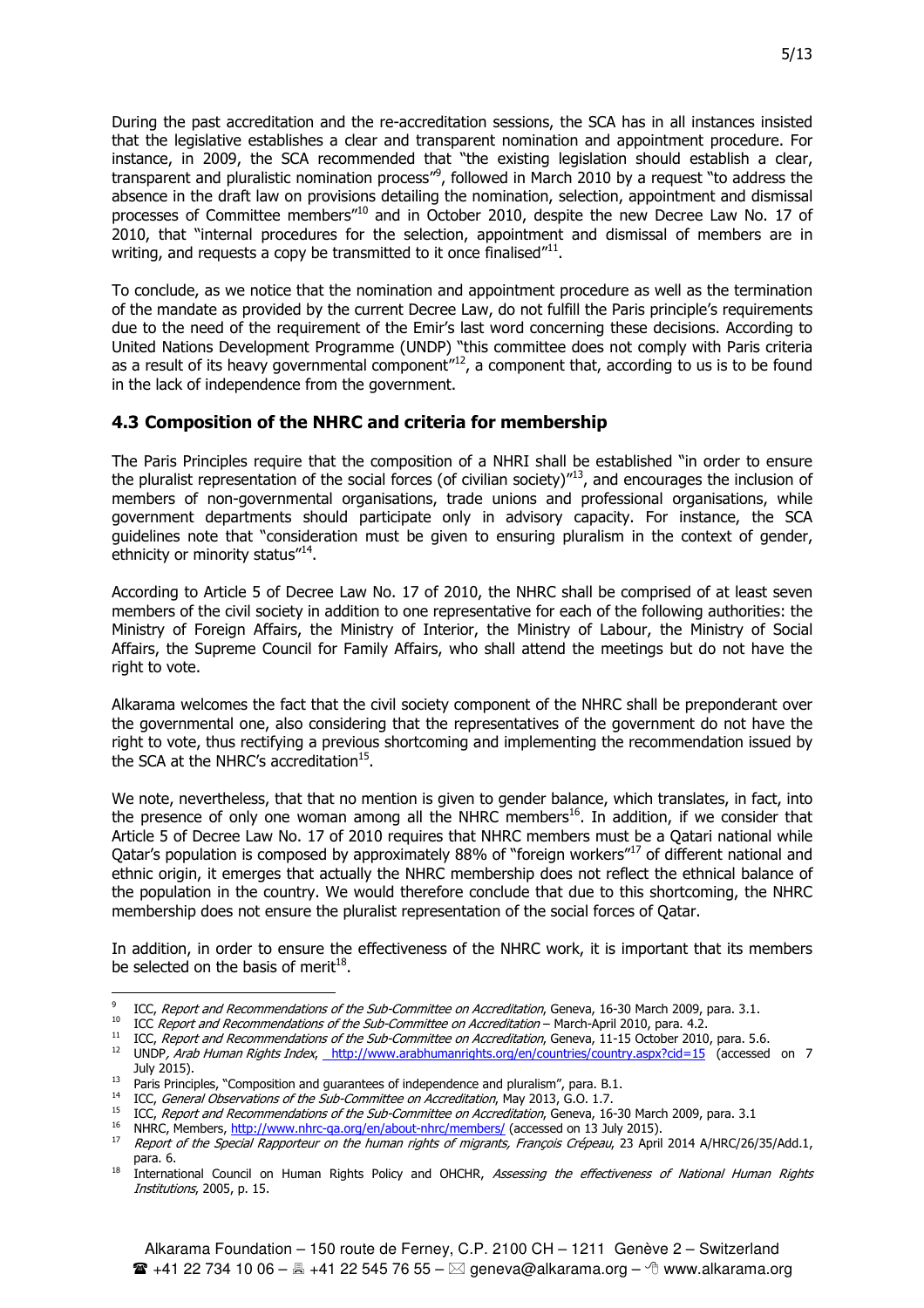During the past accreditation and the re-accreditation sessions, the SCA has in all instances insisted that the legislative establishes a clear and transparent nomination and appointment procedure. For instance, in 2009, the SCA recommended that "the existing legislation should establish a clear, transparent and pluralistic nomination process"[9], followed in March 2010 by a request "to address the absence in the draft law on provisions detailing the nomination, selection, appointment and dismissal processes of Committee members"[10] and in October 2010, despite the new Decree Law No. 17 of 2010, that "internal procedures for the selection, appointment and dismissal of members are in writing, and requests a copy be transmitted to it once finalised"[11].

To conclude, as we notice that the nomination and appointment procedure as well as the termination of the mandate as provided by the current Decree Law, do not fulfill the Paris principle's requirements due to the need of the requirement of the Emir's last word concerning these decisions. According to United Nations Development Programme (UNDP) "this committee does not comply with Paris criteria as a result of its heavy governmental component"[12], a component that, according to us is to be found in the lack of independence from the government.

### 4.3 Composition of the NHRC and criteria for membership

The Paris Principles require that the composition of a NHRI shall be established "in order to ensure the pluralist representation of the social forces (of civilian society)"[13], and encourages the inclusion of members of non-governmental organisations, trade unions and professional organisations, while government departments should participate only in advisory capacity. For instance, the SCA guidelines note that "consideration must be given to ensuring pluralism in the context of gender, ethnicity or minority status"[14].

According to Article 5 of Decree Law No. 17 of 2010, the NHRC shall be comprised of at least seven members of the civil society in addition to one representative for each of the following authorities: the Ministry of Foreign Affairs, the Ministry of Interior, the Ministry of Labour, the Ministry of Social Affairs, the Supreme Council for Family Affairs, who shall attend the meetings but do not have the right to vote.

Alkarama welcomes the fact that the civil society component of the NHRC shall be preponderant over the governmental one, also considering that the representatives of the government do not have the right to vote, thus rectifying a previous shortcoming and implementing the recommendation issued by the SCA at the NHRC's accreditation[15].

We note, nevertheless, that that no mention is given to gender balance, which translates, in fact, into the presence of only one woman among all the NHRC members[16]. In addition, if we consider that Article 5 of Decree Law No. 17 of 2010 requires that NHRC members must be a Qatari national while Qatar's population is composed by approximately 88% of "foreign workers"[17] of different national and ethnic origin, it emerges that actually the NHRC membership does not reflect the ethnical balance of the population in the country. We would therefore conclude that due to this shortcoming, the NHRC membership does not ensure the pluralist representation of the social forces of Qatar.

In addition, in order to ensure the effectiveness of the NHRC work, it is important that its members be selected on the basis of merit[18].

---

[9] ICC, *Report and Recommendations of the Sub-Committee on Accreditation*, Geneva, 16-30 March 2009, para. 3.1.

[10] ICC *Report and Recommendations of the Sub-Committee on Accreditation* – March-April 2010, para. 4.2.

[11] ICC, *Report and Recommendations of the Sub-Committee on Accreditation*, Geneva, 11-15 October 2010, para. 5.6.

[12] UNDP, *Arab Human Rights Index*, http://www.arabhumanrights.org/en/countries/country.aspx?cid=15 (accessed on 7 July 2015).

[13] Paris Principles, "Composition and guarantees of independence and pluralism", para. B.1.

[14] ICC, *General Observations of the Sub-Committee on Accreditation*, May 2013, G.O. 1.7.

[15] ICC, *Report and Recommendations of the Sub-Committee on Accreditation*, Geneva, 16-30 March 2009, para. 3.1

[16] NHRC, Members, http://www.nhrc-qa.org/en/about-nhrc/members/ (accessed on 13 July 2015).

[17] *Report of the Special Rapporteur on the human rights of migrants, François Crépeau*, 23 April 2014 A/HRC/26/35/Add.1, para. 6.

[18] International Council on Human Rights Policy and OHCHR, *Assessing the effectiveness of National Human Rights Institutions*, 2005, p. 15.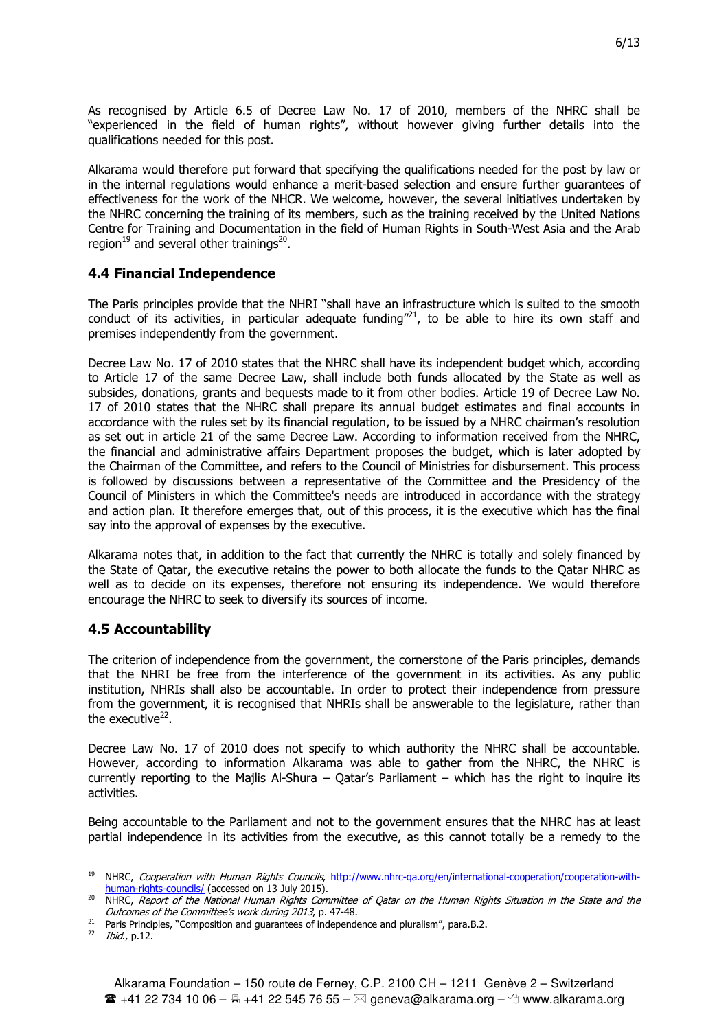As recognised by Article 6.5 of Decree Law No. 17 of 2010, members of the NHRC shall be "experienced in the field of human rights", without however giving further details into the qualifications needed for this post.

Alkarama would therefore put forward that specifying the qualifications needed for the post by law or in the internal regulations would enhance a merit-based selection and ensure further guarantees of effectiveness for the work of the NHCR. We welcome, however, the several initiatives undertaken by the NHRC concerning the training of its members, such as the training received by the United Nations Centre for Training and Documentation in the field of Human Rights in South-West Asia and the Arab region[19] and several other trainings[20].

### 4.4 Financial Independence

The Paris principles provide that the NHRI "shall have an infrastructure which is suited to the smooth conduct of its activities, in particular adequate funding"[21], to be able to hire its own staff and premises independently from the government.

Decree Law No. 17 of 2010 states that the NHRC shall have its independent budget which, according to Article 17 of the same Decree Law, shall include both funds allocated by the State as well as subsides, donations, grants and bequests made to it from other bodies. Article 19 of Decree Law No. 17 of 2010 states that the NHRC shall prepare its annual budget estimates and final accounts in accordance with the rules set by its financial regulation, to be issued by a NHRC chairman's resolution as set out in article 21 of the same Decree Law. According to information received from the NHRC, the financial and administrative affairs Department proposes the budget, which is later adopted by the Chairman of the Committee, and refers to the Council of Ministries for disbursement. This process is followed by discussions between a representative of the Committee and the Presidency of the Council of Ministers in which the Committee's needs are introduced in accordance with the strategy and action plan. It therefore emerges that, out of this process, it is the executive which has the final say into the approval of expenses by the executive.

Alkarama notes that, in addition to the fact that currently the NHRC is totally and solely financed by the State of Qatar, the executive retains the power to both allocate the funds to the Qatar NHRC as well as to decide on its expenses, therefore not ensuring its independence. We would therefore encourage the NHRC to seek to diversify its sources of income.

### 4.5 Accountability

The criterion of independence from the government, the cornerstone of the Paris principles, demands that the NHRI be free from the interference of the government in its activities. As any public institution, NHRIs shall also be accountable. In order to protect their independence from pressure from the government, it is recognised that NHRIs shall be answerable to the legislature, rather than the executive[22].

Decree Law No. 17 of 2010 does not specify to which authority the NHRC shall be accountable. However, according to information Alkarama was able to gather from the NHRC, the NHRC is currently reporting to the Majlis Al-Shura – Qatar's Parliament – which has the right to inquire its activities.

Being accountable to the Parliament and not to the government ensures that the NHRC has at least partial independence in its activities from the executive, as this cannot totally be a remedy to the

---

[19] NHRC, *Cooperation with Human Rights Councils*, http://www.nhrc-qa.org/en/international-cooperation/cooperation-with-human-rights-councils/ (accessed on 13 July 2015).

[20] NHRC, *Report of the National Human Rights Committee of Qatar on the Human Rights Situation in the State and the Outcomes of the Committee's work during 2013*, p. 47-48.

[21] Paris Principles, "Composition and guarantees of independence and pluralism", para.B.2.

[22] *Ibid.*, p.12.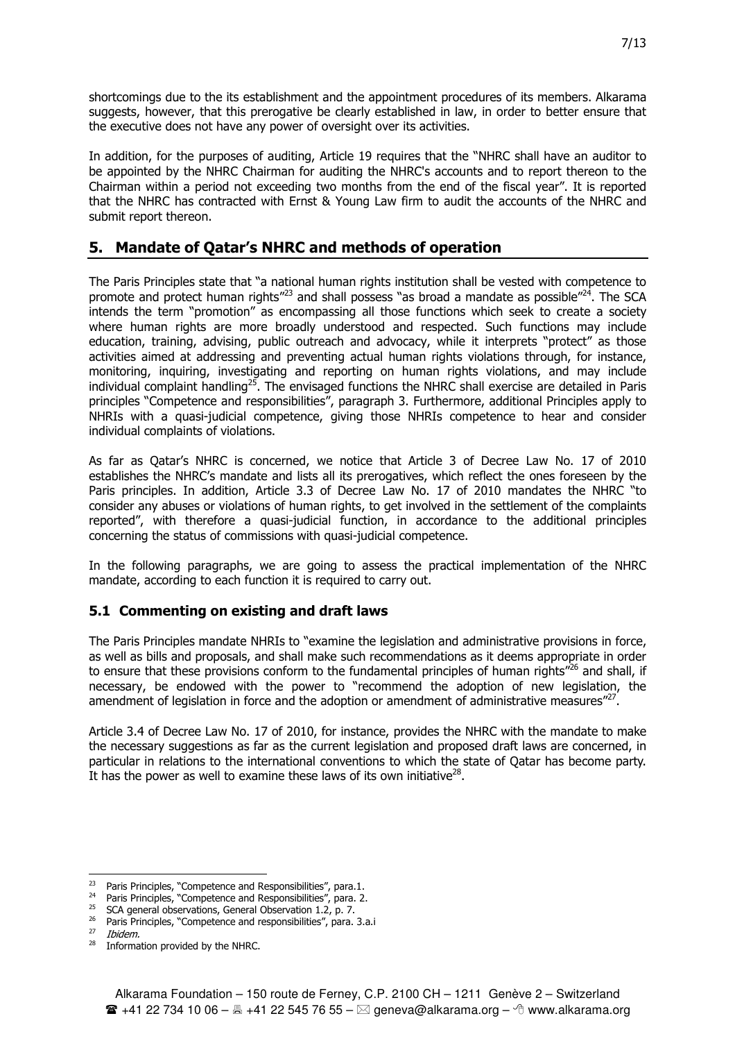shortcomings due to the its establishment and the appointment procedures of its members. Alkarama suggests, however, that this prerogative be clearly established in law, in order to better ensure that the executive does not have any power of oversight over its activities.

In addition, for the purposes of auditing, Article 19 requires that the "NHRC shall have an auditor to be appointed by the NHRC Chairman for auditing the NHRC's accounts and to report thereon to the Chairman within a period not exceeding two months from the end of the fiscal year". It is reported that the NHRC has contracted with Ernst & Young Law firm to audit the accounts of the NHRC and submit report thereon.

## 5. Mandate of Qatar's NHRC and methods of operation

The Paris Principles state that "a national human rights institution shall be vested with competence to promote and protect human rights"[23] and shall possess "as broad a mandate as possible"[24]. The SCA intends the term "promotion" as encompassing all those functions which seek to create a society where human rights are more broadly understood and respected. Such functions may include education, training, advising, public outreach and advocacy, while it interprets "protect" as those activities aimed at addressing and preventing actual human rights violations through, for instance, monitoring, inquiring, investigating and reporting on human rights violations, and may include individual complaint handling[25]. The envisaged functions the NHRC shall exercise are detailed in Paris principles "Competence and responsibilities", paragraph 3. Furthermore, additional Principles apply to NHRIs with a quasi-judicial competence, giving those NHRIs competence to hear and consider individual complaints of violations.

As far as Qatar's NHRC is concerned, we notice that Article 3 of Decree Law No. 17 of 2010 establishes the NHRC's mandate and lists all its prerogatives, which reflect the ones foreseen by the Paris principles. In addition, Article 3.3 of Decree Law No. 17 of 2010 mandates the NHRC "to consider any abuses or violations of human rights, to get involved in the settlement of the complaints reported", with therefore a quasi-judicial function, in accordance to the additional principles concerning the status of commissions with quasi-judicial competence.

In the following paragraphs, we are going to assess the practical implementation of the NHRC mandate, according to each function it is required to carry out.

### 5.1 Commenting on existing and draft laws

The Paris Principles mandate NHRIs to "examine the legislation and administrative provisions in force, as well as bills and proposals, and shall make such recommendations as it deems appropriate in order to ensure that these provisions conform to the fundamental principles of human rights"[26] and shall, if necessary, be endowed with the power to "recommend the adoption of new legislation, the amendment of legislation in force and the adoption or amendment of administrative measures"[27].

Article 3.4 of Decree Law No. 17 of 2010, for instance, provides the NHRC with the mandate to make the necessary suggestions as far as the current legislation and proposed draft laws are concerned, in particular in relations to the international conventions to which the state of Qatar has become party. It has the power as well to examine these laws of its own initiative[28].

---

[23] Paris Principles, "Competence and Responsibilities", para.1.
[24] Paris Principles, "Competence and Responsibilities", para. 2.
[25] SCA general observations, General Observation 1.2, p. 7.
[26] Paris Principles, "Competence and responsibilities", para. 3.a.i
[27] *Ibidem.*
[28] Information provided by the NHRC.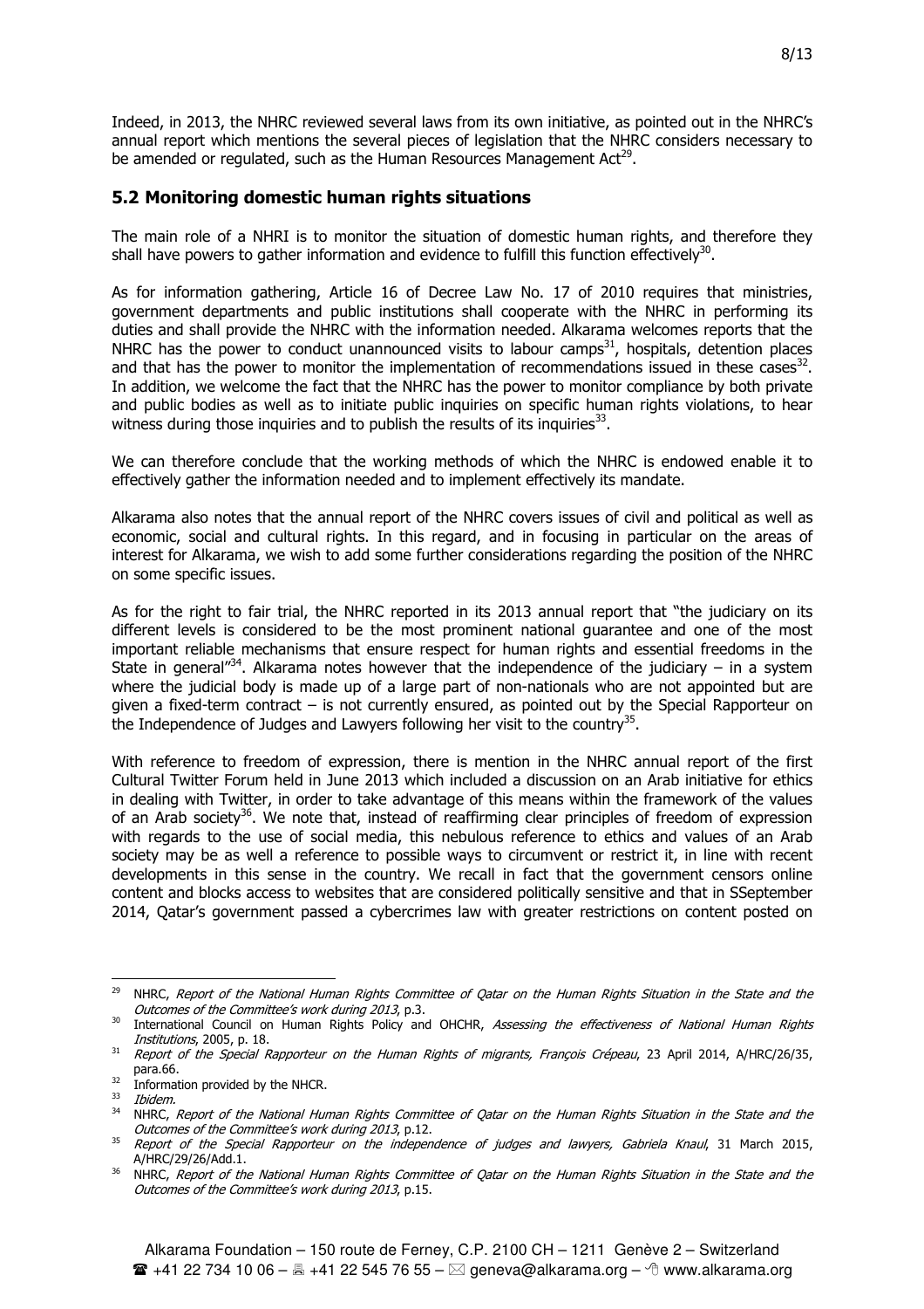Indeed, in 2013, the NHRC reviewed several laws from its own initiative, as pointed out in the NHRC's annual report which mentions the several pieces of legislation that the NHRC considers necessary to be amended or regulated, such as the Human Resources Management Act[29].

## 5.2 Monitoring domestic human rights situations

The main role of a NHRI is to monitor the situation of domestic human rights, and therefore they shall have powers to gather information and evidence to fulfill this function effectively[30].

As for information gathering, Article 16 of Decree Law No. 17 of 2010 requires that ministries, government departments and public institutions shall cooperate with the NHRC in performing its duties and shall provide the NHRC with the information needed. Alkarama welcomes reports that the NHRC has the power to conduct unannounced visits to labour camps[31], hospitals, detention places and that has the power to monitor the implementation of recommendations issued in these cases[32]. In addition, we welcome the fact that the NHRC has the power to monitor compliance by both private and public bodies as well as to initiate public inquiries on specific human rights violations, to hear witness during those inquiries and to publish the results of its inquiries[33].

We can therefore conclude that the working methods of which the NHRC is endowed enable it to effectively gather the information needed and to implement effectively its mandate.

Alkarama also notes that the annual report of the NHRC covers issues of civil and political as well as economic, social and cultural rights. In this regard, and in focusing in particular on the areas of interest for Alkarama, we wish to add some further considerations regarding the position of the NHRC on some specific issues.

As for the right to fair trial, the NHRC reported in its 2013 annual report that "the judiciary on its different levels is considered to be the most prominent national guarantee and one of the most important reliable mechanisms that ensure respect for human rights and essential freedoms in the State in general"[34]. Alkarama notes however that the independence of the judiciary – in a system where the judicial body is made up of a large part of non-nationals who are not appointed but are given a fixed-term contract – is not currently ensured, as pointed out by the Special Rapporteur on the Independence of Judges and Lawyers following her visit to the country[35].

With reference to freedom of expression, there is mention in the NHRC annual report of the first Cultural Twitter Forum held in June 2013 which included a discussion on an Arab initiative for ethics in dealing with Twitter, in order to take advantage of this means within the framework of the values of an Arab society[36]. We note that, instead of reaffirming clear principles of freedom of expression with regards to the use of social media, this nebulous reference to ethics and values of an Arab society may be as well a reference to possible ways to circumvent or restrict it, in line with recent developments in this sense in the country. We recall in fact that the government censors online content and blocks access to websites that are considered politically sensitive and that in SSeptember 2014, Qatar's government passed a cybercrimes law with greater restrictions on content posted on

---

[29] NHRC, *Report of the National Human Rights Committee of Qatar on the Human Rights Situation in the State and the Outcomes of the Committee's work during 2013*, p.3.

[30] International Council on Human Rights Policy and OHCHR, *Assessing the effectiveness of National Human Rights Institutions*, 2005, p. 18.

[31] *Report of the Special Rapporteur on the Human Rights of migrants, François Crépeau*, 23 April 2014, A/HRC/26/35, para.66.

[32] Information provided by the NHCR.

[33] *Ibidem.*

[34] NHRC, *Report of the National Human Rights Committee of Qatar on the Human Rights Situation in the State and the Outcomes of the Committee's work during 2013*, p.12.

[35] *Report of the Special Rapporteur on the independence of judges and lawyers, Gabriela Knaul*, 31 March 2015, A/HRC/29/26/Add.1.

[36] NHRC, *Report of the National Human Rights Committee of Qatar on the Human Rights Situation in the State and the Outcomes of the Committee's work during 2013*, p.15.

Alkarama Foundation – 150 route de Ferney, C.P. 2100 CH – 1211 Genève 2 – Switzerland
☎ +41 22 734 10 06 – 🖷 +41 22 545 76 55 – ✉ geneva@alkarama.org – 🖰 www.alkarama.org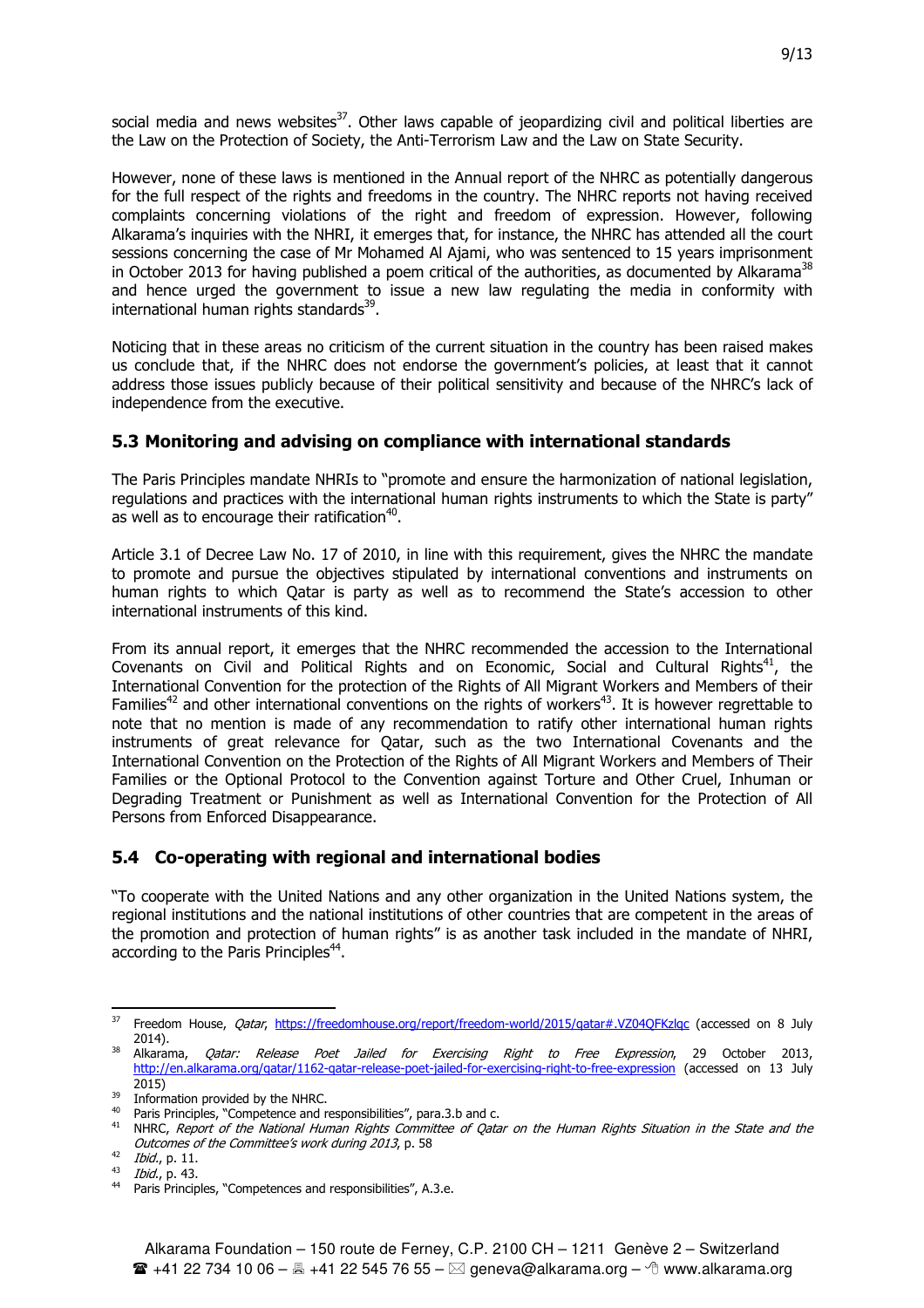social media and news websites[37]. Other laws capable of jeopardizing civil and political liberties are the Law on the Protection of Society, the Anti-Terrorism Law and the Law on State Security.

However, none of these laws is mentioned in the Annual report of the NHRC as potentially dangerous for the full respect of the rights and freedoms in the country. The NHRC reports not having received complaints concerning violations of the right and freedom of expression. However, following Alkarama's inquiries with the NHRI, it emerges that, for instance, the NHRC has attended all the court sessions concerning the case of Mr Mohamed Al Ajami, who was sentenced to 15 years imprisonment in October 2013 for having published a poem critical of the authorities, as documented by Alkarama[38] and hence urged the government to issue a new law regulating the media in conformity with international human rights standards[39].

Noticing that in these areas no criticism of the current situation in the country has been raised makes us conclude that, if the NHRC does not endorse the government's policies, at least that it cannot address those issues publicly because of their political sensitivity and because of the NHRC's lack of independence from the executive.

## 5.3 Monitoring and advising on compliance with international standards

The Paris Principles mandate NHRIs to "promote and ensure the harmonization of national legislation, regulations and practices with the international human rights instruments to which the State is party" as well as to encourage their ratification[40].

Article 3.1 of Decree Law No. 17 of 2010, in line with this requirement, gives the NHRC the mandate to promote and pursue the objectives stipulated by international conventions and instruments on human rights to which Qatar is party as well as to recommend the State's accession to other international instruments of this kind.

From its annual report, it emerges that the NHRC recommended the accession to the International Covenants on Civil and Political Rights and on Economic, Social and Cultural Rights[41], the International Convention for the protection of the Rights of All Migrant Workers and Members of their Families[42] and other international conventions on the rights of workers[43]. It is however regrettable to note that no mention is made of any recommendation to ratify other international human rights instruments of great relevance for Qatar, such as the two International Covenants and the International Convention on the Protection of the Rights of All Migrant Workers and Members of Their Families or the Optional Protocol to the Convention against Torture and Other Cruel, Inhuman or Degrading Treatment or Punishment as well as International Convention for the Protection of All Persons from Enforced Disappearance.

## 5.4 Co-operating with regional and international bodies

"To cooperate with the United Nations and any other organization in the United Nations system, the regional institutions and the national institutions of other countries that are competent in the areas of the promotion and protection of human rights" is as another task included in the mandate of NHRI, according to the Paris Principles[44].

---

[37] Freedom House, *Qatar*, https://freedomhouse.org/report/freedom-world/2015/qatar#.VZ04QFKzlqc (accessed on 8 July 2014).

[38] Alkarama, *Qatar: Release Poet Jailed for Exercising Right to Free Expression*, 29 October 2013, http://en.alkarama.org/qatar/1162-qatar-release-poet-jailed-for-exercising-right-to-free-expression (accessed on 13 July 2015)

[39] Information provided by the NHRC.

[40] Paris Principles, "Competence and responsibilities", para.3.b and c.

[41] NHRC, *Report of the National Human Rights Committee of Qatar on the Human Rights Situation in the State and the Outcomes of the Committee's work during 2013*, p. 58

[42] *Ibid.*, p. 11.

[43] *Ibid.*, p. 43.

[44] Paris Principles, "Competences and responsibilities", A.3.e.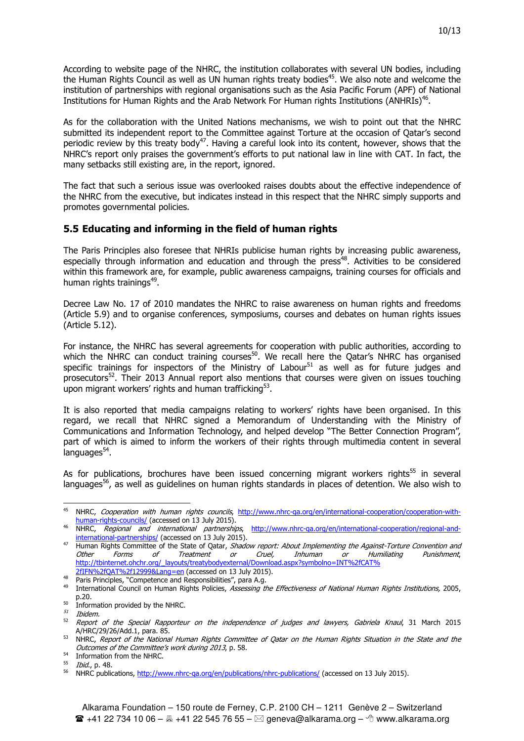According to website page of the NHRC, the institution collaborates with several UN bodies, including the Human Rights Council as well as UN human rights treaty bodies[45]. We also note and welcome the institution of partnerships with regional organisations such as the Asia Pacific Forum (APF) of National Institutions for Human Rights and the Arab Network For Human rights Institutions (ANHRIs)[46].

As for the collaboration with the United Nations mechanisms, we wish to point out that the NHRC submitted its independent report to the Committee against Torture at the occasion of Qatar's second periodic review by this treaty body[47]. Having a careful look into its content, however, shows that the NHRC's report only praises the government's efforts to put national law in line with CAT. In fact, the many setbacks still existing are, in the report, ignored.

The fact that such a serious issue was overlooked raises doubts about the effective independence of the NHRC from the executive, but indicates instead in this respect that the NHRC simply supports and promotes governmental policies.

### 5.5 Educating and informing in the field of human rights

The Paris Principles also foresee that NHRIs publicise human rights by increasing public awareness, especially through information and education and through the press[48]. Activities to be considered within this framework are, for example, public awareness campaigns, training courses for officials and human rights trainings[49].

Decree Law No. 17 of 2010 mandates the NHRC to raise awareness on human rights and freedoms (Article 5.9) and to organise conferences, symposiums, courses and debates on human rights issues (Article 5.12).

For instance, the NHRC has several agreements for cooperation with public authorities, according to which the NHRC can conduct training courses[50]. We recall here the Qatar's NHRC has organised specific trainings for inspectors of the Ministry of Labour[51] as well as for future judges and prosecutors[52]. Their 2013 Annual report also mentions that courses were given on issues touching upon migrant workers' rights and human trafficking[53].

It is also reported that media campaigns relating to workers' rights have been organised. In this regard, we recall that NHRC signed a Memorandum of Understanding with the Ministry of Communications and Information Technology, and helped develop "The Better Connection Program", part of which is aimed to inform the workers of their rights through multimedia content in several languages[54].

As for publications, brochures have been issued concerning migrant workers rights[55] in several languages[56], as well as guidelines on human rights standards in places of detention. We also wish to

---

[45] NHRC, *Cooperation with human rights councils*, http://www.nhrc-qa.org/en/international-cooperation/cooperation-with-human-rights-councils/ (accessed on 13 July 2015).

[46] NHRC, *Regional and international partnerships*, http://www.nhrc-qa.org/en/international-cooperation/regional-and-international-partnerships/ (accessed on 13 July 2015).

[47] Human Rights Committee of the State of Qatar, *Shadow report: About Implementing the Against-Torture Convention and Other Forms of Treatment or Cruel, Inhuman or Humiliating Punishment*, http://tbinternet.ohchr.org/_layouts/treatybodyexternal/Download.aspx?symbolno=INT%2fCAT%2fIFN%2fQAT%2f12999&Lang=en (accessed on 13 July 2015).

[48] Paris Principles, "Competence and Responsibilities", para A.g.

[49] International Council on Human Rights Policies, *Assessing the Effectiveness of National Human Rights Institutions*, 2005, p.20.

[50] Information provided by the NHRC.

[51] *Ibidem.*

[52] *Report of the Special Rapporteur on the independence of judges and lawyers, Gabriela Knaul*, 31 March 2015 A/HRC/29/26/Add.1, para. 85.

[53] NHRC, *Report of the National Human Rights Committee of Qatar on the Human Rights Situation in the State and the Outcomes of the Committee's work during 2013*, p. 58.

[54] Information from the NHRC.

[55] *Ibid.*, p. 48.

[56] NHRC publications, http://www.nhrc-qa.org/en/publications/nhrc-publications/ (accessed on 13 July 2015).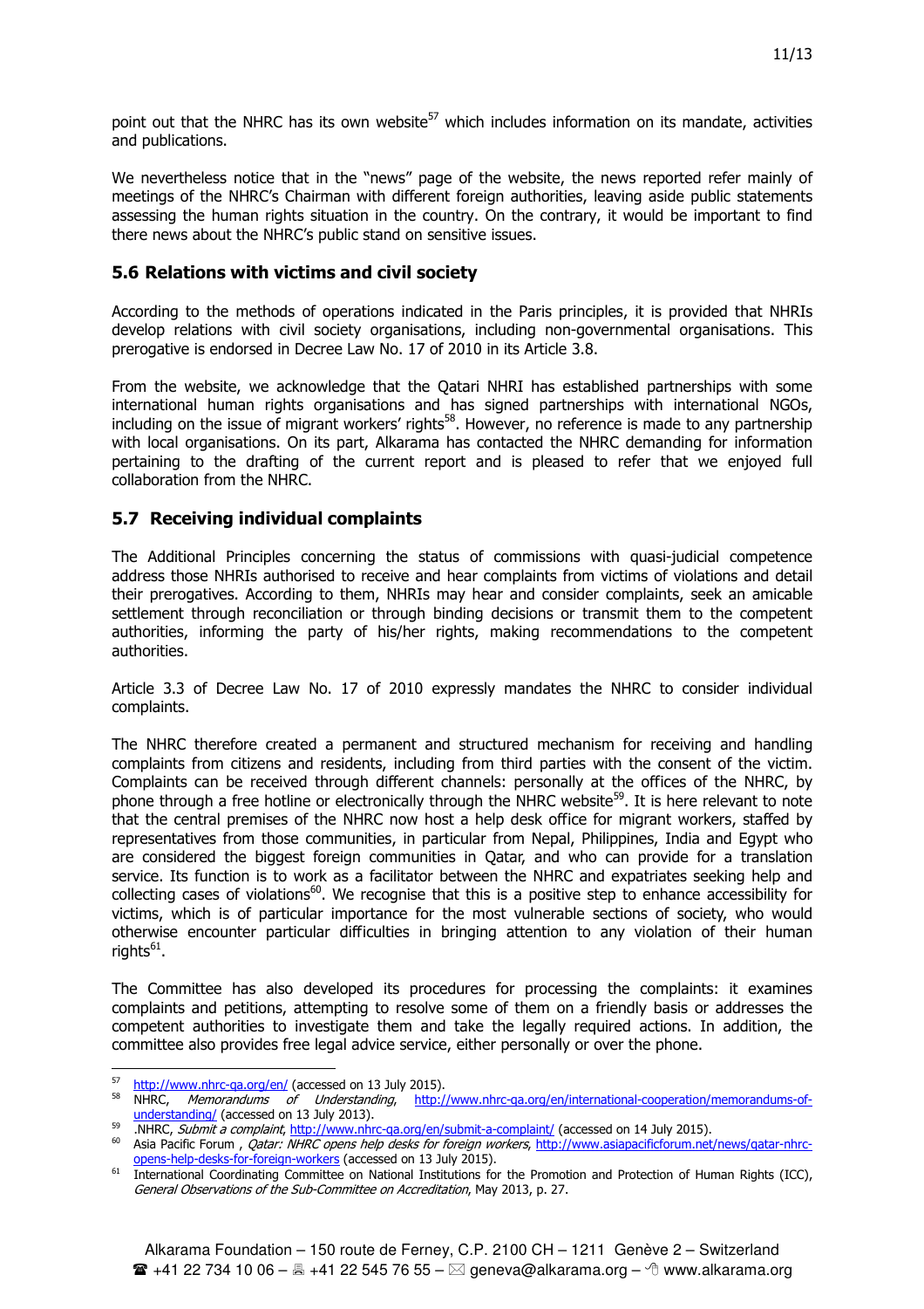point out that the NHRC has its own website[57] which includes information on its mandate, activities and publications.

We nevertheless notice that in the "news" page of the website, the news reported refer mainly of meetings of the NHRC's Chairman with different foreign authorities, leaving aside public statements assessing the human rights situation in the country. On the contrary, it would be important to find there news about the NHRC's public stand on sensitive issues.

### 5.6 Relations with victims and civil society

According to the methods of operations indicated in the Paris principles, it is provided that NHRIs develop relations with civil society organisations, including non-governmental organisations. This prerogative is endorsed in Decree Law No. 17 of 2010 in its Article 3.8.

From the website, we acknowledge that the Qatari NHRI has established partnerships with some international human rights organisations and has signed partnerships with international NGOs, including on the issue of migrant workers' rights[58]. However, no reference is made to any partnership with local organisations. On its part, Alkarama has contacted the NHRC demanding for information pertaining to the drafting of the current report and is pleased to refer that we enjoyed full collaboration from the NHRC.

### 5.7 Receiving individual complaints

The Additional Principles concerning the status of commissions with quasi-judicial competence address those NHRIs authorised to receive and hear complaints from victims of violations and detail their prerogatives. According to them, NHRIs may hear and consider complaints, seek an amicable settlement through reconciliation or through binding decisions or transmit them to the competent authorities, informing the party of his/her rights, making recommendations to the competent authorities.

Article 3.3 of Decree Law No. 17 of 2010 expressly mandates the NHRC to consider individual complaints.

The NHRC therefore created a permanent and structured mechanism for receiving and handling complaints from citizens and residents, including from third parties with the consent of the victim. Complaints can be received through different channels: personally at the offices of the NHRC, by phone through a free hotline or electronically through the NHRC website[59]. It is here relevant to note that the central premises of the NHRC now host a help desk office for migrant workers, staffed by representatives from those communities, in particular from Nepal, Philippines, India and Egypt who are considered the biggest foreign communities in Qatar, and who can provide for a translation service. Its function is to work as a facilitator between the NHRC and expatriates seeking help and collecting cases of violations[60]. We recognise that this is a positive step to enhance accessibility for victims, which is of particular importance for the most vulnerable sections of society, who would otherwise encounter particular difficulties in bringing attention to any violation of their human rights[61].

The Committee has also developed its procedures for processing the complaints: it examines complaints and petitions, attempting to resolve some of them on a friendly basis or addresses the competent authorities to investigate them and take the legally required actions. In addition, the committee also provides free legal advice service, either personally or over the phone.

---

[57] http://www.nhrc-qa.org/en/ (accessed on 13 July 2015).

[58] NHRC, *Memorandums of Understanding*, http://www.nhrc-qa.org/en/international-cooperation/memorandums-of-understanding/ (accessed on 13 July 2013).

[59] .NHRC, *Submit a complaint*, http://www.nhrc-qa.org/en/submit-a-complaint/ (accessed on 14 July 2015).

[60] Asia Pacific Forum , *Qatar: NHRC opens help desks for foreign workers*, http://www.asiapacificforum.net/news/qatar-nhrc-opens-help-desks-for-foreign-workers (accessed on 13 July 2015).

[61] International Coordinating Committee on National Institutions for the Promotion and Protection of Human Rights (ICC), *General Observations of the Sub-Committee on Accreditation*, May 2013, p. 27.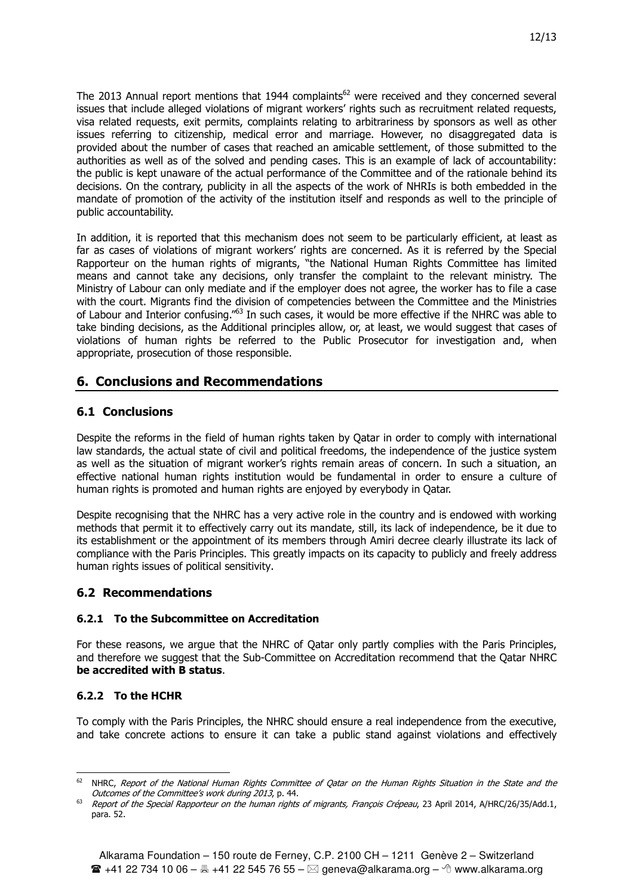The 2013 Annual report mentions that 1944 complaints[62] were received and they concerned several issues that include alleged violations of migrant workers' rights such as recruitment related requests, visa related requests, exit permits, complaints relating to arbitrariness by sponsors as well as other issues referring to citizenship, medical error and marriage. However, no disaggregated data is provided about the number of cases that reached an amicable settlement, of those submitted to the authorities as well as of the solved and pending cases. This is an example of lack of accountability: the public is kept unaware of the actual performance of the Committee and of the rationale behind its decisions. On the contrary, publicity in all the aspects of the work of NHRIs is both embedded in the mandate of promotion of the activity of the institution itself and responds as well to the principle of public accountability.

In addition, it is reported that this mechanism does not seem to be particularly efficient, at least as far as cases of violations of migrant workers' rights are concerned. As it is referred by the Special Rapporteur on the human rights of migrants, "the National Human Rights Committee has limited means and cannot take any decisions, only transfer the complaint to the relevant ministry. The Ministry of Labour can only mediate and if the employer does not agree, the worker has to file a case with the court. Migrants find the division of competencies between the Committee and the Ministries of Labour and Interior confusing."[63] In such cases, it would be more effective if the NHRC was able to take binding decisions, as the Additional principles allow, or, at least, we would suggest that cases of violations of human rights be referred to the Public Prosecutor for investigation and, when appropriate, prosecution of those responsible.

## 6. Conclusions and Recommendations

### 6.1 Conclusions

Despite the reforms in the field of human rights taken by Qatar in order to comply with international law standards, the actual state of civil and political freedoms, the independence of the justice system as well as the situation of migrant worker's rights remain areas of concern. In such a situation, an effective national human rights institution would be fundamental in order to ensure a culture of human rights is promoted and human rights are enjoyed by everybody in Qatar.

Despite recognising that the NHRC has a very active role in the country and is endowed with working methods that permit it to effectively carry out its mandate, still, its lack of independence, be it due to its establishment or the appointment of its members through Amiri decree clearly illustrate its lack of compliance with the Paris Principles. This greatly impacts on its capacity to publicly and freely address human rights issues of political sensitivity.

### 6.2 Recommendations

#### 6.2.1 To the Subcommittee on Accreditation

For these reasons, we argue that the NHRC of Qatar only partly complies with the Paris Principles, and therefore we suggest that the Sub-Committee on Accreditation recommend that the Qatar NHRC **be accredited with B status**.

#### 6.2.2 To the HCHR

To comply with the Paris Principles, the NHRC should ensure a real independence from the executive, and take concrete actions to ensure it can take a public stand against violations and effectively

---

[62] NHRC, *Report of the National Human Rights Committee of Qatar on the Human Rights Situation in the State and the Outcomes of the Committee's work during 2013*, p. 44.

[63] *Report of the Special Rapporteur on the human rights of migrants, François Crépeau*, 23 April 2014, A/HRC/26/35/Add.1, para. 52.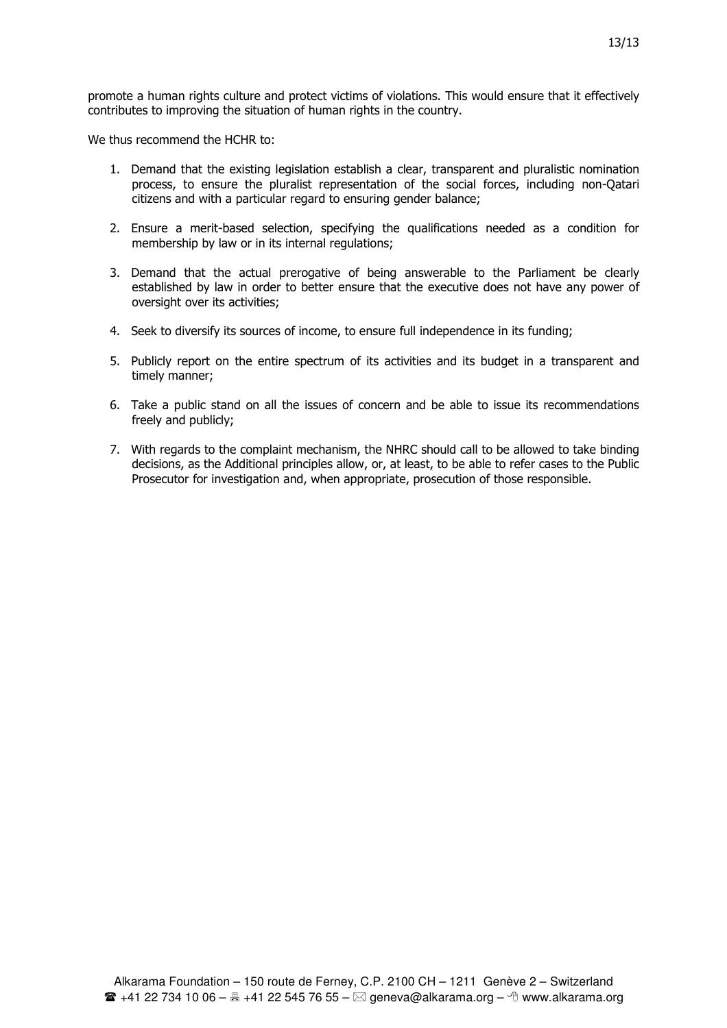promote a human rights culture and protect victims of violations. This would ensure that it effectively contributes to improving the situation of human rights in the country.

We thus recommend the HCHR to:

1. Demand that the existing legislation establish a clear, transparent and pluralistic nomination process, to ensure the pluralist representation of the social forces, including non-Qatari citizens and with a particular regard to ensuring gender balance;

2. Ensure a merit-based selection, specifying the qualifications needed as a condition for membership by law or in its internal regulations;

3. Demand that the actual prerogative of being answerable to the Parliament be clearly established by law in order to better ensure that the executive does not have any power of oversight over its activities;

4. Seek to diversify its sources of income, to ensure full independence in its funding;

5. Publicly report on the entire spectrum of its activities and its budget in a transparent and timely manner;

6. Take a public stand on all the issues of concern and be able to issue its recommendations freely and publicly;

7. With regards to the complaint mechanism, the NHRC should call to be allowed to take binding decisions, as the Additional principles allow, or, at least, to be able to refer cases to the Public Prosecutor for investigation and, when appropriate, prosecution of those responsible.